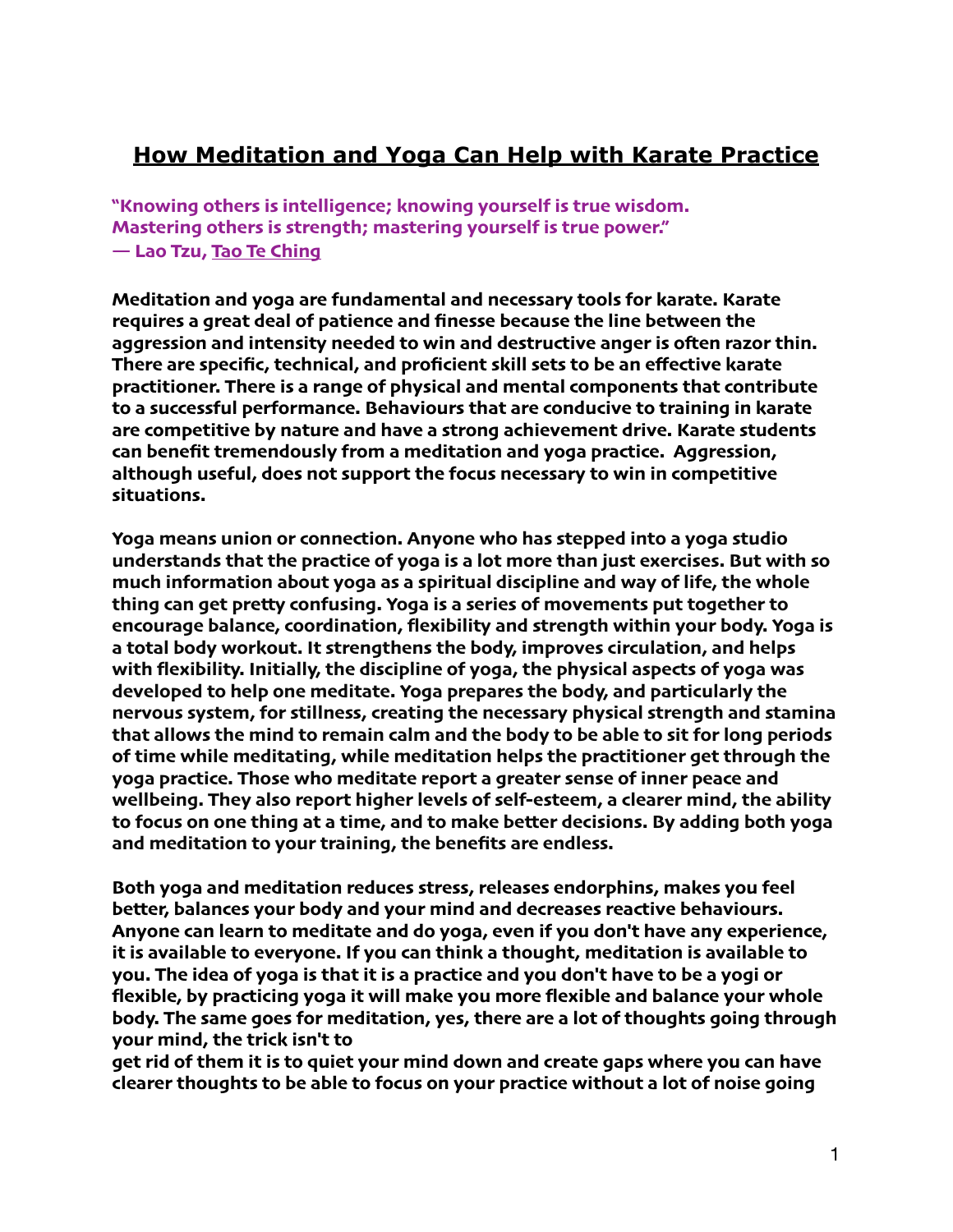# How Meditation and Yoga Can Help with Karate Practice

**"Knowing others is intelligence; knowing yourself is true wisdom.
Mastering others is strength; mastering yourself is true power."
— Lao Tzu, Tao Te Ching**

**Meditation and yoga are fundamental and necessary tools for karate. Karate requires a great deal of patience and finesse because the line between the aggression and intensity needed to win and destructive anger is often razor thin. There are specific, technical, and proficient skill sets to be an effective karate practitioner. There is a range of physical and mental components that contribute to a successful performance. Behaviours that are conducive to training in karate are competitive by nature and have a strong achievement drive. Karate students can benefit tremendously from a meditation and yoga practice. Aggression, although useful, does not support the focus necessary to win in competitive situations.**

**Yoga means union or connection. Anyone who has stepped into a yoga studio understands that the practice of yoga is a lot more than just exercises. But with so much information about yoga as a spiritual discipline and way of life, the whole thing can get pretty confusing. Yoga is a series of movements put together to encourage balance, coordination, flexibility and strength within your body. Yoga is a total body workout. It strengthens the body, improves circulation, and helps with flexibility. Initially, the discipline of yoga, the physical aspects of yoga was developed to help one meditate. Yoga prepares the body, and particularly the nervous system, for stillness, creating the necessary physical strength and stamina that allows the mind to remain calm and the body to be able to sit for long periods of time while meditating, while meditation helps the practitioner get through the yoga practice. Those who meditate report a greater sense of inner peace and wellbeing. They also report higher levels of self-esteem, a clearer mind, the ability to focus on one thing at a time, and to make better decisions. By adding both yoga and meditation to your training, the benefits are endless.**

**Both yoga and meditation reduces stress, releases endorphins, makes you feel better, balances your body and your mind and decreases reactive behaviours. Anyone can learn to meditate and do yoga, even if you don't have any experience, it is available to everyone. If you can think a thought, meditation is available to you. The idea of yoga is that it is a practice and you don't have to be a yogi or flexible, by practicing yoga it will make you more flexible and balance your whole body. The same goes for meditation, yes, there are a lot of thoughts going through your mind, the trick isn't to get rid of them it is to quiet your mind down and create gaps where you can have clearer thoughts to be able to focus on your practice without a lot of noise going**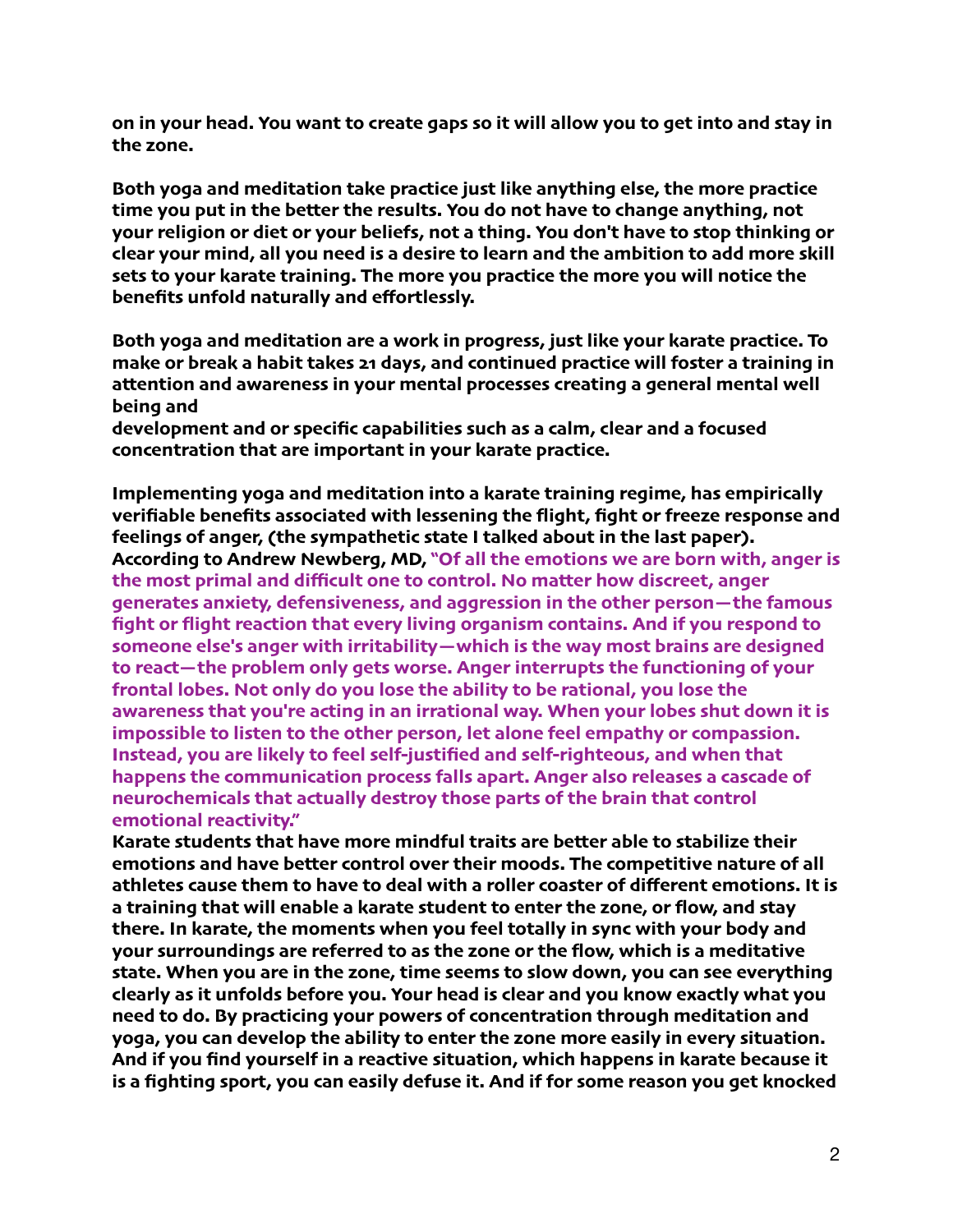**on in your head. You want to create gaps so it will allow you to get into and stay in the zone.**

**Both yoga and meditation take practice just like anything else, the more practice time you put in the better the results. You do not have to change anything, not your religion or diet or your beliefs, not a thing. You don't have to stop thinking or clear your mind, all you need is a desire to learn and the ambition to add more skill sets to your karate training. The more you practice the more you will notice the benefits unfold naturally and effortlessly.**

**Both yoga and meditation are a work in progress, just like your karate practice. To make or break a habit takes 21 days, and continued practice will foster a training in attention and awareness in your mental processes creating a general mental well being and development and or specific capabilities such as a calm, clear and a focused concentration that are important in your karate practice.**

**Implementing yoga and meditation into a karate training regime, has empirically verifiable benefits associated with lessening the flight, fight or freeze response and feelings of anger, (the sympathetic state I talked about in the last paper). According to Andrew Newberg, MD, "Of all the emotions we are born with, anger is the most primal and difficult one to control. No matter how discreet, anger generates anxiety, defensiveness, and aggression in the other person—the famous fight or flight reaction that every living organism contains. And if you respond to someone else's anger with irritability—which is the way most brains are designed to react—the problem only gets worse. Anger interrupts the functioning of your frontal lobes. Not only do you lose the ability to be rational, you lose the awareness that you're acting in an irrational way. When your lobes shut down it is impossible to listen to the other person, let alone feel empathy or compassion. Instead, you are likely to feel self-justified and self-righteous, and when that happens the communication process falls apart. Anger also releases a cascade of neurochemicals that actually destroy those parts of the brain that control emotional reactivity."**
**Karate students that have more mindful traits are better able to stabilize their emotions and have better control over their moods. The competitive nature of all athletes cause them to have to deal with a roller coaster of different emotions. It is a training that will enable a karate student to enter the zone, or flow, and stay there. In karate, the moments when you feel totally in sync with your body and your surroundings are referred to as the zone or the flow, which is a meditative state. When you are in the zone, time seems to slow down, you can see everything clearly as it unfolds before you. Your head is clear and you know exactly what you need to do. By practicing your powers of concentration through meditation and yoga, you can develop the ability to enter the zone more easily in every situation. And if you find yourself in a reactive situation, which happens in karate because it is a fighting sport, you can easily defuse it. And if for some reason you get knocked**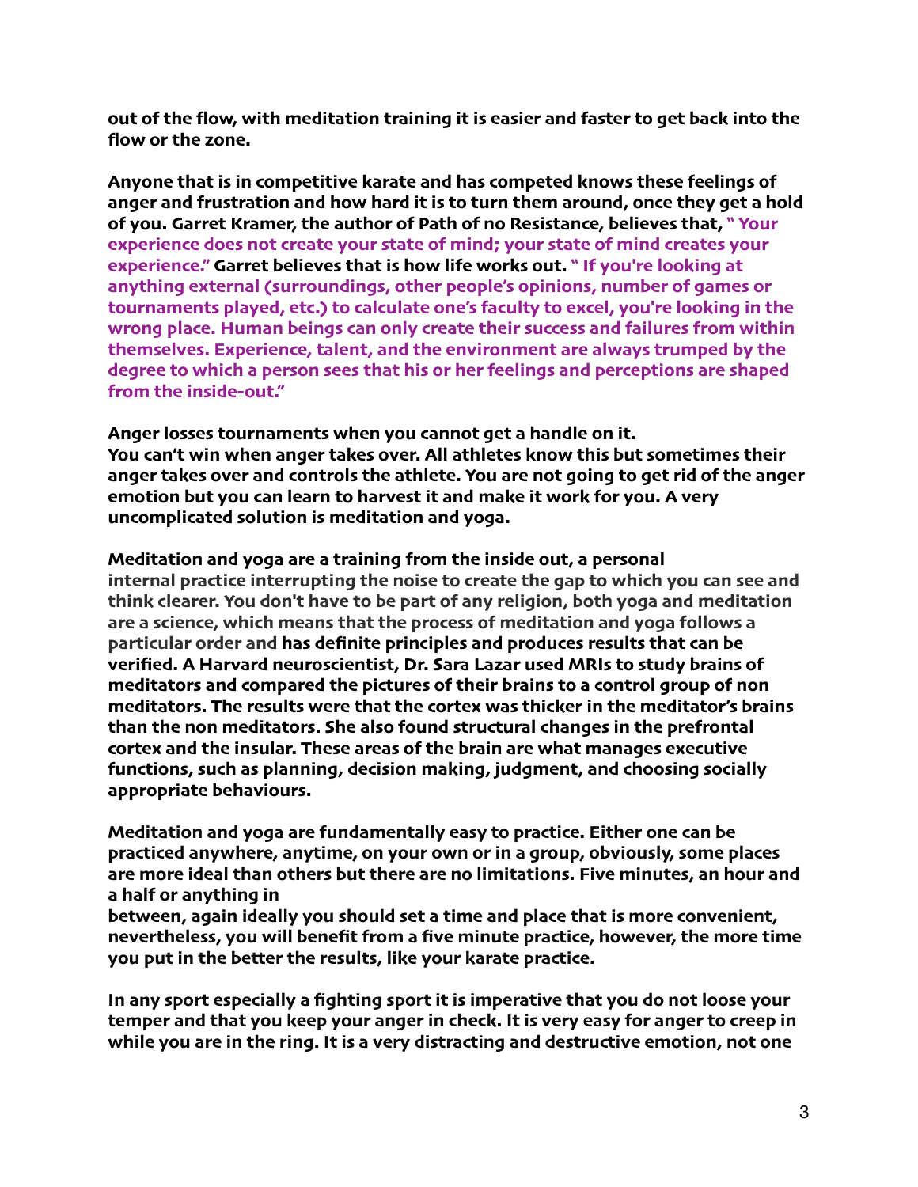**out of the flow, with meditation training it is easier and faster to get back into the flow or the zone.**

**Anyone that is in competitive karate and has competed knows these feelings of anger and frustration and how hard it is to turn them around, once they get a hold of you. Garret Kramer, the author of Path of no Resistance, believes that, " Your experience does not create your state of mind; your state of mind creates your experience." Garret believes that is how life works out. " If you're looking at anything external (surroundings, other people's opinions, number of games or tournaments played, etc.) to calculate one's faculty to excel, you're looking in the wrong place. Human beings can only create their success and failures from within themselves. Experience, talent, and the environment are always trumped by the degree to which a person sees that his or her feelings and perceptions are shaped from the inside-out."**

**Anger losses tournaments when you cannot get a handle on it.**
**You can't win when anger takes over. All athletes know this but sometimes their anger takes over and controls the athlete. You are not going to get rid of the anger emotion but you can learn to harvest it and make it work for you. A very uncomplicated solution is meditation and yoga.**

**Meditation and yoga are a training from the inside out, a personal internal practice interrupting the noise to create the gap to which you can see and think clearer. You don't have to be part of any religion, both yoga and meditation are a science, which means that the process of meditation and yoga follows a particular order and has definite principles and produces results that can be verified. A Harvard neuroscientist, Dr. Sara Lazar used MRIs to study brains of meditators and compared the pictures of their brains to a control group of non meditators. The results were that the cortex was thicker in the meditator's brains than the non meditators. She also found structural changes in the prefrontal cortex and the insular. These areas of the brain are what manages executive functions, such as planning, decision making, judgment, and choosing socially appropriate behaviours.**

**Meditation and yoga are fundamentally easy to practice. Either one can be practiced anywhere, anytime, on your own or in a group, obviously, some places are more ideal than others but there are no limitations. Five minutes, an hour and a half or anything in between, again ideally you should set a time and place that is more convenient, nevertheless, you will benefit from a five minute practice, however, the more time you put in the better the results, like your karate practice.**

**In any sport especially a fighting sport it is imperative that you do not loose your temper and that you keep your anger in check. It is very easy for anger to creep in while you are in the ring. It is a very distracting and destructive emotion, not one**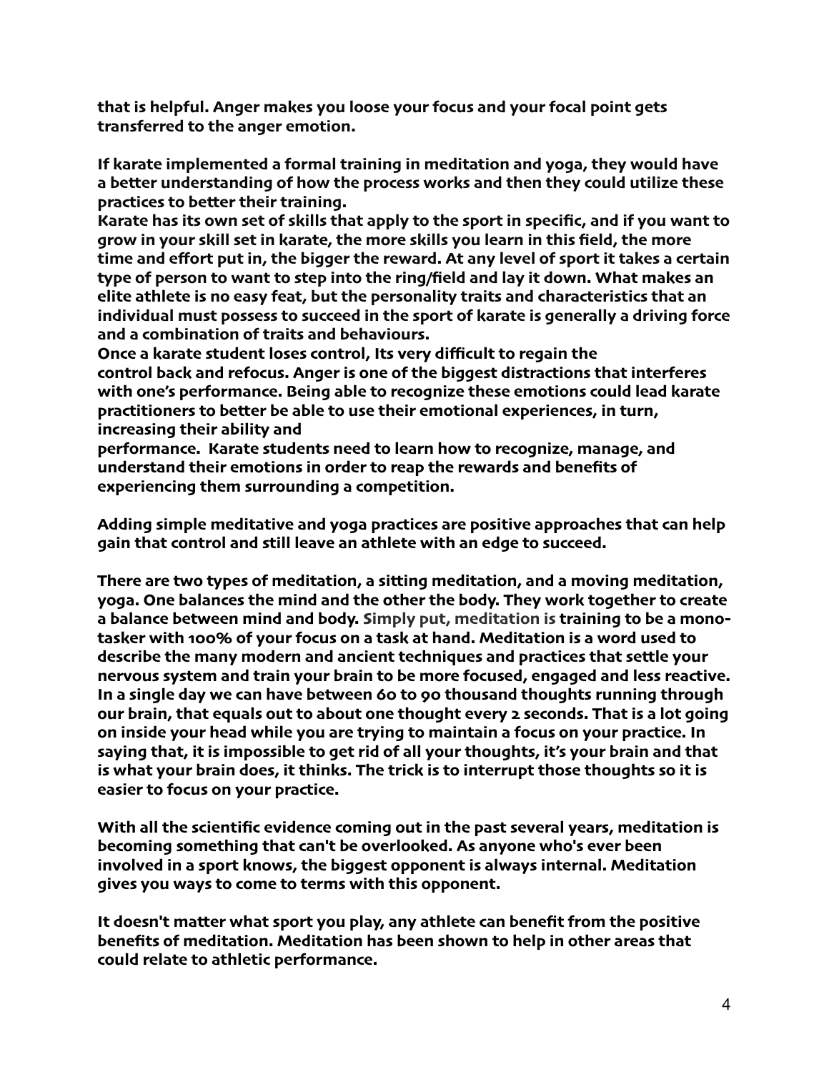that is helpful. Anger makes you loose your focus and your focal point gets transferred to the anger emotion.

If karate implemented a formal training in meditation and yoga, they would have a better understanding of how the process works and then they could utilize these practices to better their training.
Karate has its own set of skills that apply to the sport in specific, and if you want to grow in your skill set in karate, the more skills you learn in this field, the more time and effort put in, the bigger the reward. At any level of sport it takes a certain type of person to want to step into the ring/field and lay it down. What makes an elite athlete is no easy feat, but the personality traits and characteristics that an individual must possess to succeed in the sport of karate is generally a driving force and a combination of traits and behaviours.
Once a karate student loses control, Its very difficult to regain the control back and refocus. Anger is one of the biggest distractions that interferes with one's performance. Being able to recognize these emotions could lead karate practitioners to better be able to use their emotional experiences, in turn, increasing their ability and performance. Karate students need to learn how to recognize, manage, and understand their emotions in order to reap the rewards and benefits of experiencing them surrounding a competition.

Adding simple meditative and yoga practices are positive approaches that can help gain that control and still leave an athlete with an edge to succeed.

There are two types of meditation, a sitting meditation, and a moving meditation, yoga. One balances the mind and the other the body. They work together to create a balance between mind and body. Simply put, meditation is training to be a mono-tasker with 100% of your focus on a task at hand. Meditation is a word used to describe the many modern and ancient techniques and practices that settle your nervous system and train your brain to be more focused, engaged and less reactive. In a single day we can have between 60 to 90 thousand thoughts running through our brain, that equals out to about one thought every 2 seconds. That is a lot going on inside your head while you are trying to maintain a focus on your practice. In saying that, it is impossible to get rid of all your thoughts, it's your brain and that is what your brain does, it thinks. The trick is to interrupt those thoughts so it is easier to focus on your practice.

With all the scientific evidence coming out in the past several years, meditation is becoming something that can't be overlooked. As anyone who's ever been involved in a sport knows, the biggest opponent is always internal. Meditation gives you ways to come to terms with this opponent.

It doesn't matter what sport you play, any athlete can benefit from the positive benefits of meditation. Meditation has been shown to help in other areas that could relate to athletic performance.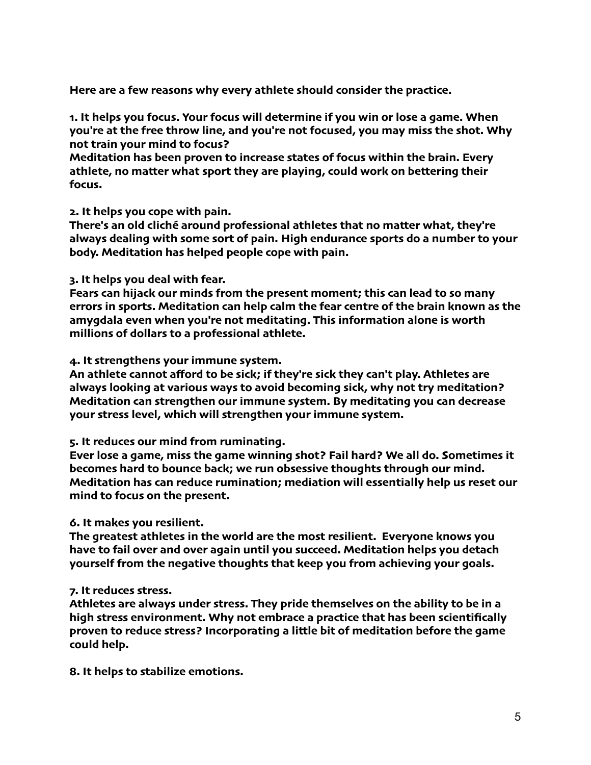**Here are a few reasons why every athlete should consider the practice.**

**1. It helps you focus. Your focus will determine if you win or lose a game. When you're at the free throw line, and you're not focused, you may miss the shot. Why not train your mind to focus?**
**Meditation has been proven to increase states of focus within the brain. Every athlete, no matter what sport they are playing, could work on bettering their focus.**

**2. It helps you cope with pain.**
**There's an old cliché around professional athletes that no matter what, they're always dealing with some sort of pain. High endurance sports do a number to your body. Meditation has helped people cope with pain.**

**3. It helps you deal with fear.**
**Fears can hijack our minds from the present moment; this can lead to so many errors in sports. Meditation can help calm the fear centre of the brain known as the amygdala even when you're not meditating. This information alone is worth millions of dollars to a professional athlete.**

**4. It strengthens your immune system.**
**An athlete cannot afford to be sick; if they're sick they can't play. Athletes are always looking at various ways to avoid becoming sick, why not try meditation? Meditation can strengthen our immune system. By meditating you can decrease your stress level, which will strengthen your immune system.**

**5. It reduces our mind from ruminating.**
**Ever lose a game, miss the game winning shot? Fail hard? We all do. Sometimes it becomes hard to bounce back; we run obsessive thoughts through our mind. Meditation has can reduce rumination; mediation will essentially help us reset our mind to focus on the present.**

**6. It makes you resilient.**
**The greatest athletes in the world are the most resilient. Everyone knows you have to fail over and over again until you succeed. Meditation helps you detach yourself from the negative thoughts that keep you from achieving your goals.**

**7. It reduces stress.**
**Athletes are always under stress. They pride themselves on the ability to be in a high stress environment. Why not embrace a practice that has been scientifically proven to reduce stress? Incorporating a little bit of meditation before the game could help.**

**8. It helps to stabilize emotions.**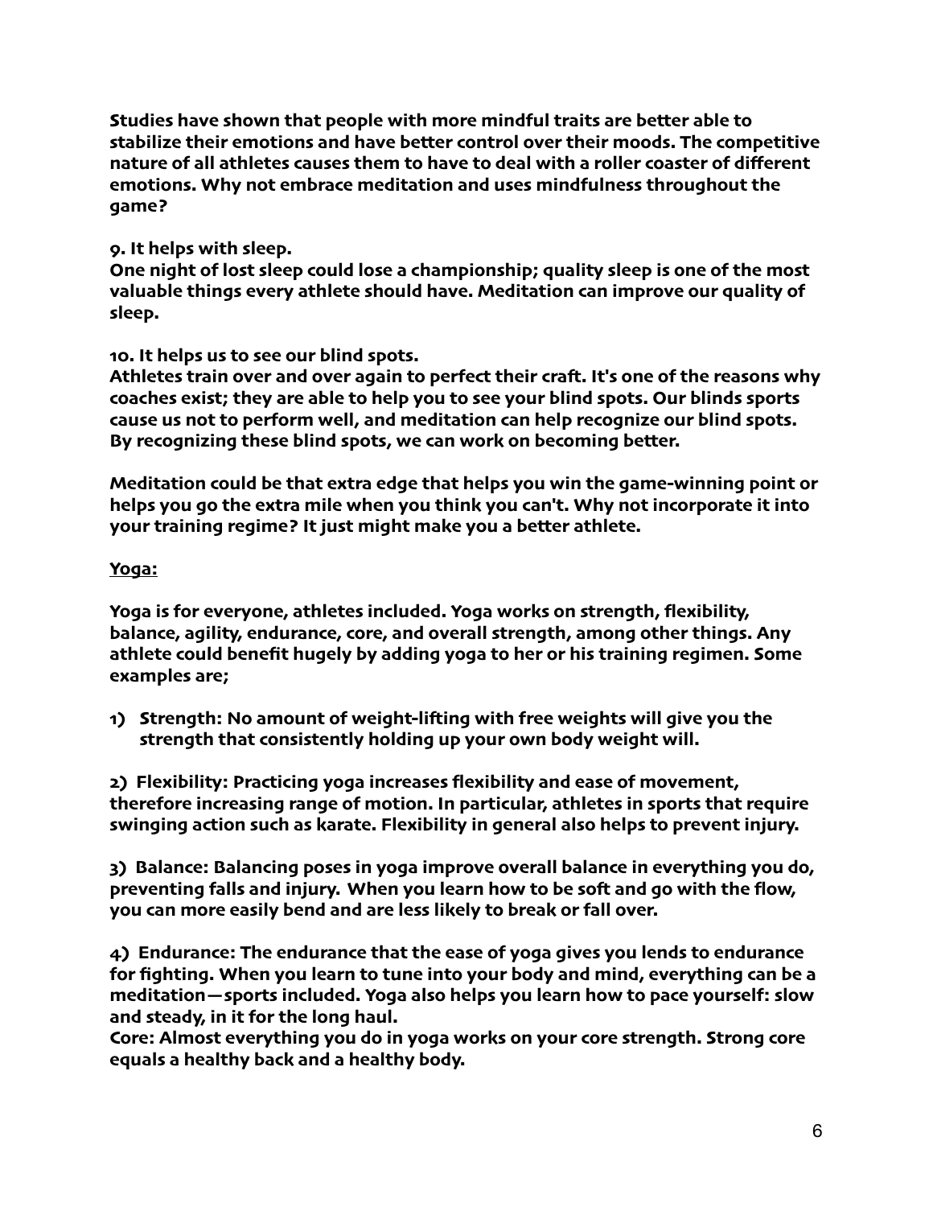**Studies have shown that people with more mindful traits are better able to stabilize their emotions and have better control over their moods. The competitive nature of all athletes causes them to have to deal with a roller coaster of different emotions. Why not embrace meditation and uses mindfulness throughout the game?**

**9. It helps with sleep.**
**One night of lost sleep could lose a championship; quality sleep is one of the most valuable things every athlete should have. Meditation can improve our quality of sleep.**

**10. It helps us to see our blind spots.**
**Athletes train over and over again to perfect their craft. It's one of the reasons why coaches exist; they are able to help you to see your blind spots. Our blinds sports cause us not to perform well, and meditation can help recognize our blind spots. By recognizing these blind spots, we can work on becoming better.**

**Meditation could be that extra edge that helps you win the game-winning point or helps you go the extra mile when you think you can't. Why not incorporate it into your training regime? It just might make you a better athlete.**

**<u>Yoga:</u>**

**Yoga is for everyone, athletes included. Yoga works on strength, flexibility, balance, agility, endurance, core, and overall strength, among other things. Any athlete could benefit hugely by adding yoga to her or his training regimen. Some examples are;**

**1) Strength: No amount of weight-lifting with free weights will give you the strength that consistently holding up your own body weight will.**

**2) Flexibility: Practicing yoga increases flexibility and ease of movement, therefore increasing range of motion. In particular, athletes in sports that require swinging action such as karate. Flexibility in general also helps to prevent injury.**

**3) Balance: Balancing poses in yoga improve overall balance in everything you do, preventing falls and injury. When you learn how to be soft and go with the flow, you can more easily bend and are less likely to break or fall over.**

**4) Endurance: The endurance that the ease of yoga gives you lends to endurance for fighting. When you learn to tune into your body and mind, everything can be a meditation—sports included. Yoga also helps you learn how to pace yourself: slow and steady, in it for the long haul.**
**Core: Almost everything you do in yoga works on your core strength. Strong core equals a healthy back and a healthy body.**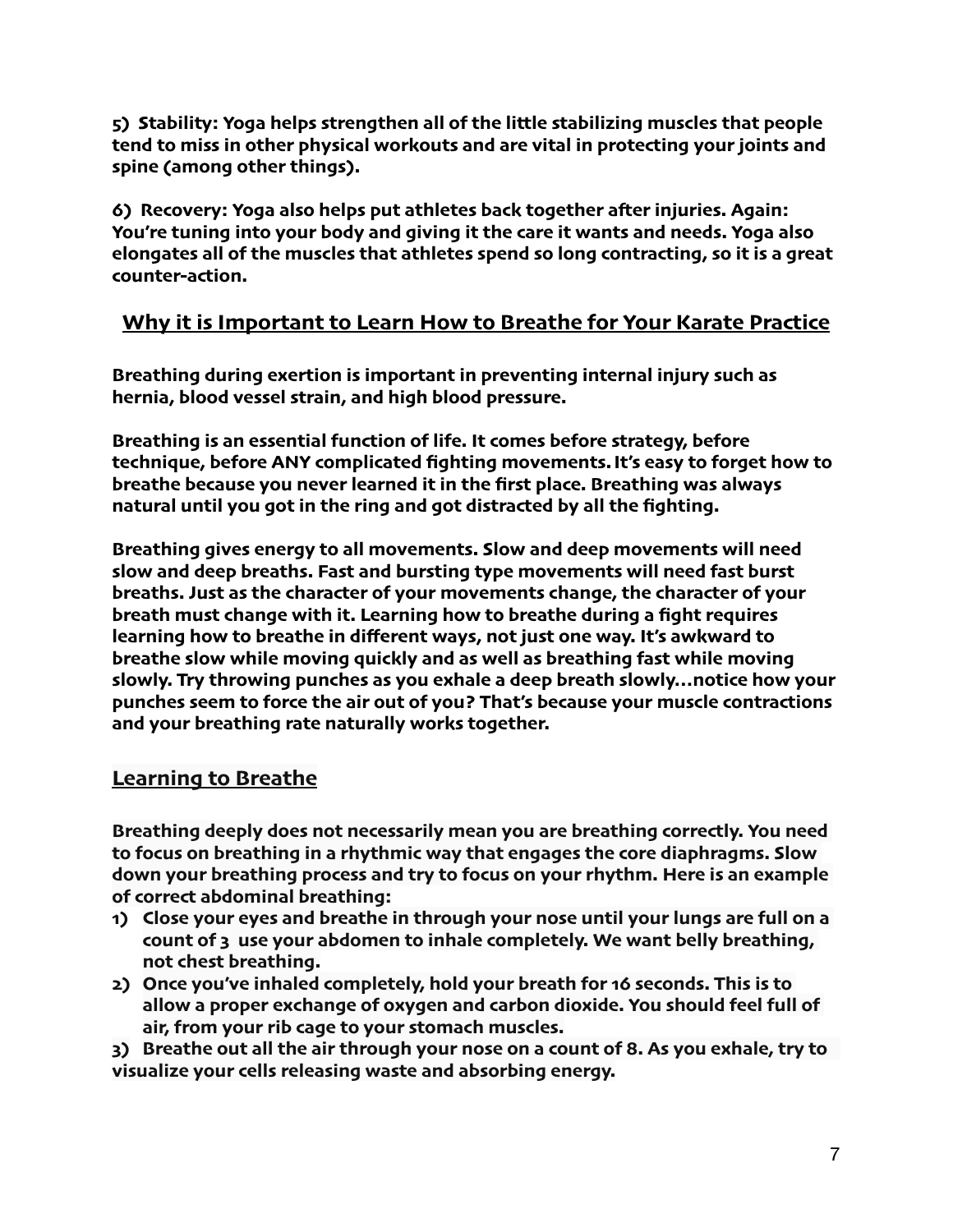**5) Stability: Yoga helps strengthen all of the little stabilizing muscles that people tend to miss in other physical workouts and are vital in protecting your joints and spine (among other things).**

**6) Recovery: Yoga also helps put athletes back together after injuries. Again: You're tuning into your body and giving it the care it wants and needs. Yoga also elongates all of the muscles that athletes spend so long contracting, so it is a great counter-action.**

## Why it is Important to Learn How to Breathe for Your Karate Practice

**Breathing during exertion is important in preventing internal injury such as hernia, blood vessel strain, and high blood pressure.**

**Breathing is an essential function of life. It comes before strategy, before technique, before ANY complicated fighting movements. It's easy to forget how to breathe because you never learned it in the first place. Breathing was always natural until you got in the ring and got distracted by all the fighting.**

**Breathing gives energy to all movements. Slow and deep movements will need slow and deep breaths. Fast and bursting type movements will need fast burst breaths. Just as the character of your movements change, the character of your breath must change with it. Learning how to breathe during a fight requires learning how to breathe in different ways, not just one way. It's awkward to breathe slow while moving quickly and as well as breathing fast while moving slowly. Try throwing punches as you exhale a deep breath slowly…notice how your punches seem to force the air out of you? That's because your muscle contractions and your breathing rate naturally works together.**

## Learning to Breathe

**Breathing deeply does not necessarily mean you are breathing correctly. You need to focus on breathing in a rhythmic way that engages the core diaphragms. Slow down your breathing process and try to focus on your rhythm. Here is an example of correct abdominal breathing:**

1) **Close your eyes and breathe in through your nose until your lungs are full on a count of 3 use your abdomen to inhale completely. We want belly breathing, not chest breathing.**
2) **Once you've inhaled completely, hold your breath for 16 seconds. This is to allow a proper exchange of oxygen and carbon dioxide. You should feel full of air, from your rib cage to your stomach muscles.**
3) **Breathe out all the air through your nose on a count of 8. As you exhale, try to visualize your cells releasing waste and absorbing energy.**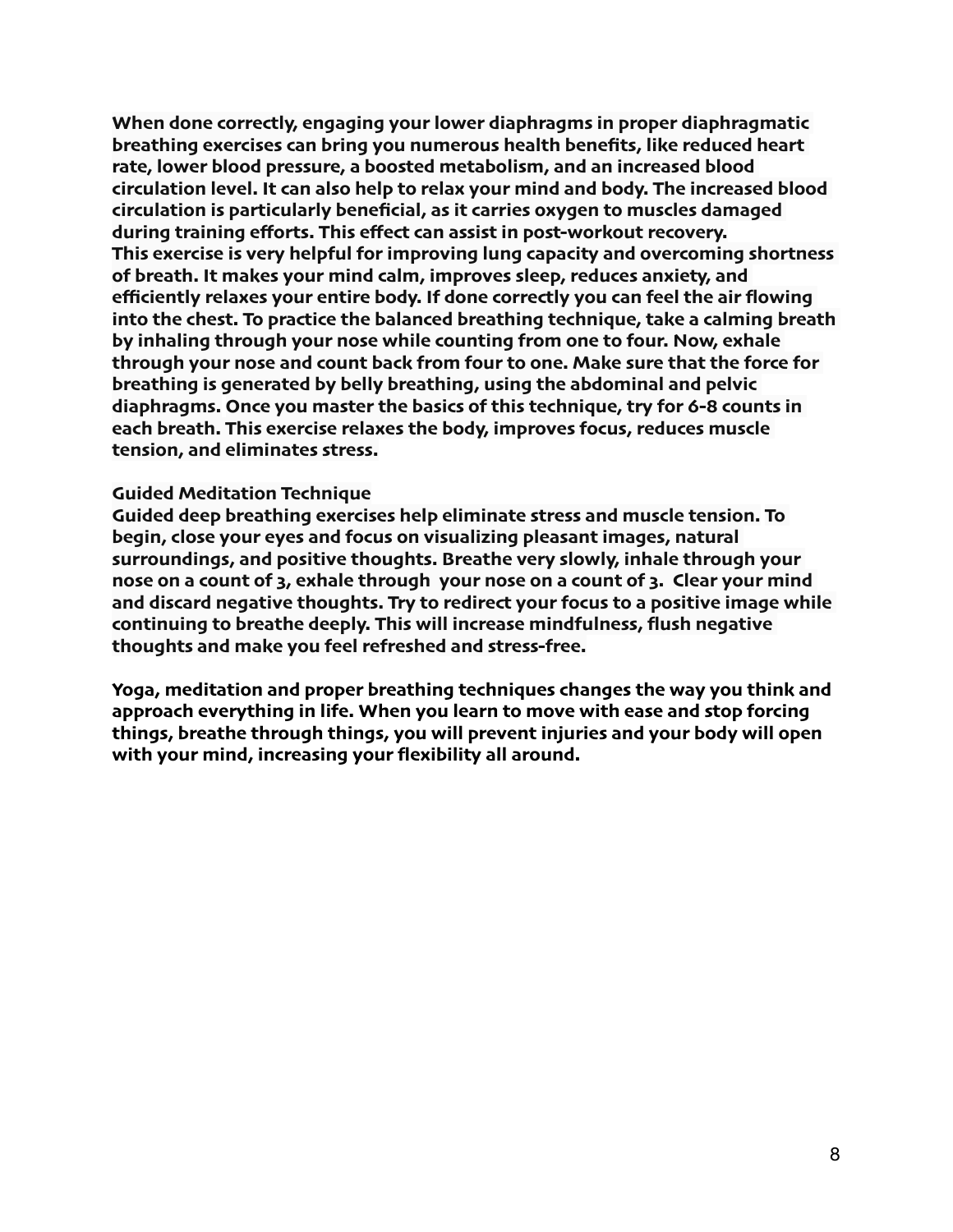**When done correctly, engaging your lower diaphragms in proper diaphragmatic breathing exercises can bring you numerous health benefits, like reduced heart rate, lower blood pressure, a boosted metabolism, and an increased blood circulation level. It can also help to relax your mind and body. The increased blood circulation is particularly beneficial, as it carries oxygen to muscles damaged during training efforts. This effect can assist in post-workout recovery.**
**This exercise is very helpful for improving lung capacity and overcoming shortness of breath. It makes your mind calm, improves sleep, reduces anxiety, and efficiently relaxes your entire body. If done correctly you can feel the air flowing into the chest. To practice the balanced breathing technique, take a calming breath by inhaling through your nose while counting from one to four. Now, exhale through your nose and count back from four to one. Make sure that the force for breathing is generated by belly breathing, using the abdominal and pelvic diaphragms. Once you master the basics of this technique, try for 6-8 counts in each breath. This exercise relaxes the body, improves focus, reduces muscle tension, and eliminates stress.**

**Guided Meditation Technique**
**Guided deep breathing exercises help eliminate stress and muscle tension. To begin, close your eyes and focus on visualizing pleasant images, natural surroundings, and positive thoughts. Breathe very slowly, inhale through your nose on a count of 3, exhale through your nose on a count of 3. Clear your mind and discard negative thoughts. Try to redirect your focus to a positive image while continuing to breathe deeply. This will increase mindfulness, flush negative thoughts and make you feel refreshed and stress-free.**

**Yoga, meditation and proper breathing techniques changes the way you think and approach everything in life. When you learn to move with ease and stop forcing things, breathe through things, you will prevent injuries and your body will open with your mind, increasing your flexibility all around.**